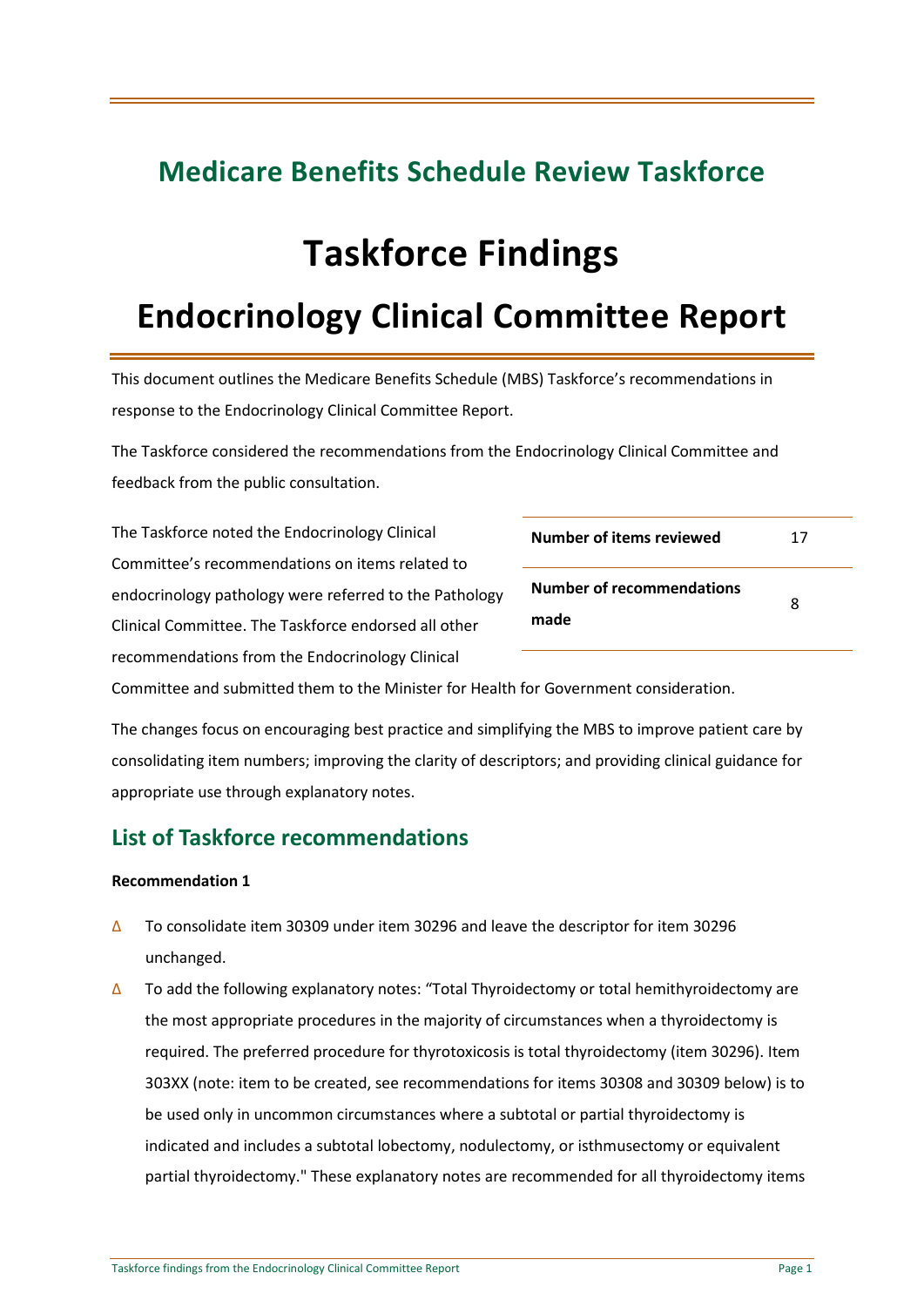## Medicare Benefits Schedule Review Taskforce

# Taskforce Findings

# Endocrinology Clinical Committee Report

This document outlines the Medicare Benefits Schedule (MBS) Taskforce's recommendations in response to the Endocrinology Clinical Committee Report.

The Taskforce considered the recommendations from the Endocrinology Clinical Committee and feedback from the public consultation.

| Number of items reviewed | 17 |
|---|---|
| **Number of recommendations made** | 8 |

The Taskforce noted the Endocrinology Clinical Committee's recommendations on items related to endocrinology pathology were referred to the Pathology Clinical Committee. The Taskforce endorsed all other recommendations from the Endocrinology Clinical Committee and submitted them to the Minister for Health for Government consideration.

The changes focus on encouraging best practice and simplifying the MBS to improve patient care by consolidating item numbers; improving the clarity of descriptors; and providing clinical guidance for appropriate use through explanatory notes.

## List of Taskforce recommendations

**Recommendation 1**

- To consolidate item 30309 under item 30296 and leave the descriptor for item 30296 unchanged.
- To add the following explanatory notes: "Total Thyroidectomy or total hemithyroidectomy are the most appropriate procedures in the majority of circumstances when a thyroidectomy is required. The preferred procedure for thyrotoxicosis is total thyroidectomy (item 30296). Item 303XX (note: item to be created, see recommendations for items 30308 and 30309 below) is to be used only in uncommon circumstances where a subtotal or partial thyroidectomy is indicated and includes a subtotal lobectomy, nodulectomy, or isthmusectomy or equivalent partial thyroidectomy." These explanatory notes are recommended for all thyroidectomy items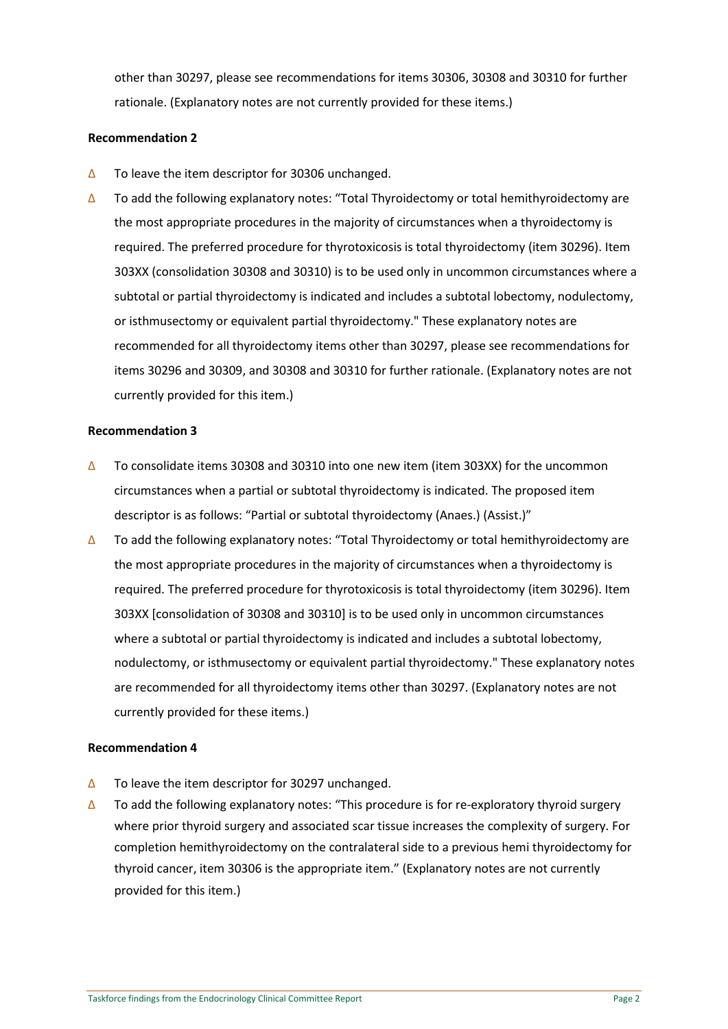other than 30297, please see recommendations for items 30306, 30308 and 30310 for further rationale. (Explanatory notes are not currently provided for these items.)

**Recommendation 2**

- To leave the item descriptor for 30306 unchanged.
- To add the following explanatory notes: “Total Thyroidectomy or total hemithyroidectomy are the most appropriate procedures in the majority of circumstances when a thyroidectomy is required. The preferred procedure for thyrotoxicosis is total thyroidectomy (item 30296). Item 303XX (consolidation 30308 and 30310) is to be used only in uncommon circumstances where a subtotal or partial thyroidectomy is indicated and includes a subtotal lobectomy, nodulectomy, or isthmusectomy or equivalent partial thyroidectomy." These explanatory notes are recommended for all thyroidectomy items other than 30297, please see recommendations for items 30296 and 30309, and 30308 and 30310 for further rationale. (Explanatory notes are not currently provided for this item.)

**Recommendation 3**

- To consolidate items 30308 and 30310 into one new item (item 303XX) for the uncommon circumstances when a partial or subtotal thyroidectomy is indicated. The proposed item descriptor is as follows: “Partial or subtotal thyroidectomy (Anaes.) (Assist.)”
- To add the following explanatory notes: “Total Thyroidectomy or total hemithyroidectomy are the most appropriate procedures in the majority of circumstances when a thyroidectomy is required. The preferred procedure for thyrotoxicosis is total thyroidectomy (item 30296). Item 303XX [consolidation of 30308 and 30310] is to be used only in uncommon circumstances where a subtotal or partial thyroidectomy is indicated and includes a subtotal lobectomy, nodulectomy, or isthmusectomy or equivalent partial thyroidectomy." These explanatory notes are recommended for all thyroidectomy items other than 30297. (Explanatory notes are not currently provided for these items.)

**Recommendation 4**

- To leave the item descriptor for 30297 unchanged.
- To add the following explanatory notes: “This procedure is for re-exploratory thyroid surgery where prior thyroid surgery and associated scar tissue increases the complexity of surgery. For completion hemithyroidectomy on the contralateral side to a previous hemi thyroidectomy for thyroid cancer, item 30306 is the appropriate item.” (Explanatory notes are not currently provided for this item.)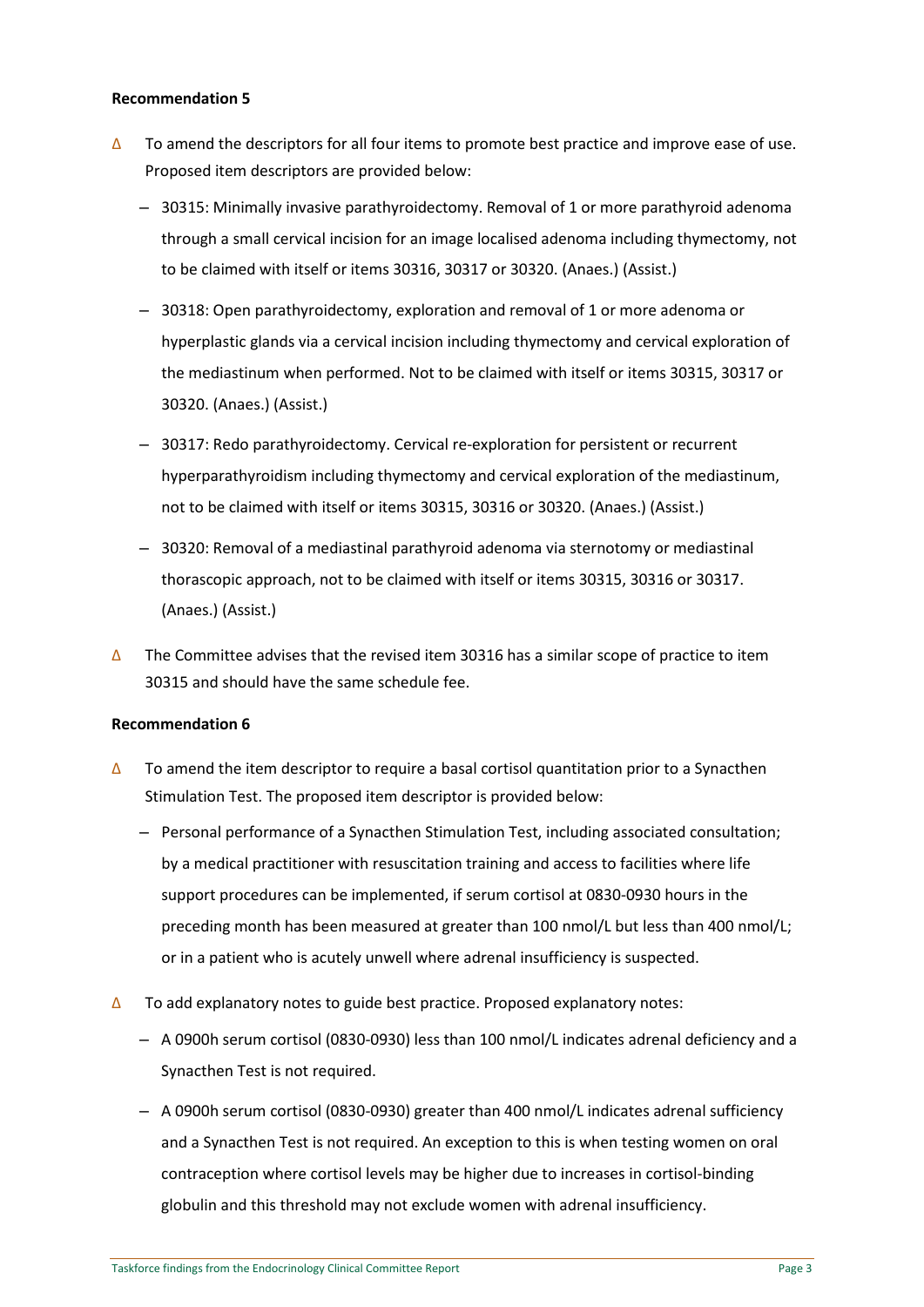**Recommendation 5**

- Δ To amend the descriptors for all four items to promote best practice and improve ease of use. Proposed item descriptors are provided below:
  - 30315: Minimally invasive parathyroidectomy. Removal of 1 or more parathyroid adenoma through a small cervical incision for an image localised adenoma including thymectomy, not to be claimed with itself or items 30316, 30317 or 30320. (Anaes.) (Assist.)
  - 30318: Open parathyroidectomy, exploration and removal of 1 or more adenoma or hyperplastic glands via a cervical incision including thymectomy and cervical exploration of the mediastinum when performed. Not to be claimed with itself or items 30315, 30317 or 30320. (Anaes.) (Assist.)
  - 30317: Redo parathyroidectomy. Cervical re-exploration for persistent or recurrent hyperparathyroidism including thymectomy and cervical exploration of the mediastinum, not to be claimed with itself or items 30315, 30316 or 30320. (Anaes.) (Assist.)
  - 30320: Removal of a mediastinal parathyroid adenoma via sternotomy or mediastinal thorascopic approach, not to be claimed with itself or items 30315, 30316 or 30317. (Anaes.) (Assist.)
- Δ The Committee advises that the revised item 30316 has a similar scope of practice to item 30315 and should have the same schedule fee.

**Recommendation 6**

- Δ To amend the item descriptor to require a basal cortisol quantitation prior to a Synacthen Stimulation Test. The proposed item descriptor is provided below:
  - Personal performance of a Synacthen Stimulation Test, including associated consultation; by a medical practitioner with resuscitation training and access to facilities where life support procedures can be implemented, if serum cortisol at 0830-0930 hours in the preceding month has been measured at greater than 100 nmol/L but less than 400 nmol/L; or in a patient who is acutely unwell where adrenal insufficiency is suspected.
- Δ To add explanatory notes to guide best practice. Proposed explanatory notes:
  - A 0900h serum cortisol (0830-0930) less than 100 nmol/L indicates adrenal deficiency and a Synacthen Test is not required.
  - A 0900h serum cortisol (0830-0930) greater than 400 nmol/L indicates adrenal sufficiency and a Synacthen Test is not required. An exception to this is when testing women on oral contraception where cortisol levels may be higher due to increases in cortisol-binding globulin and this threshold may not exclude women with adrenal insufficiency.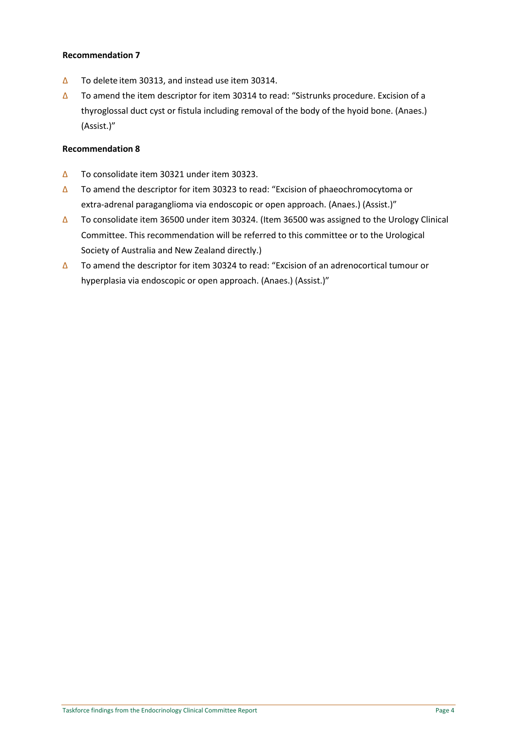**Recommendation 7**

- To delete item 30313, and instead use item 30314.
- To amend the item descriptor for item 30314 to read: "Sistrunks procedure. Excision of a thyroglossal duct cyst or fistula including removal of the body of the hyoid bone. (Anaes.) (Assist.)"

**Recommendation 8**

- To consolidate item 30321 under item 30323.
- To amend the descriptor for item 30323 to read: "Excision of phaeochromocytoma or extra-adrenal paraganglioma via endoscopic or open approach. (Anaes.) (Assist.)"
- To consolidate item 36500 under item 30324. (Item 36500 was assigned to the Urology Clinical Committee. This recommendation will be referred to this committee or to the Urological Society of Australia and New Zealand directly.)
- To amend the descriptor for item 30324 to read: "Excision of an adrenocortical tumour or hyperplasia via endoscopic or open approach. (Anaes.) (Assist.)"